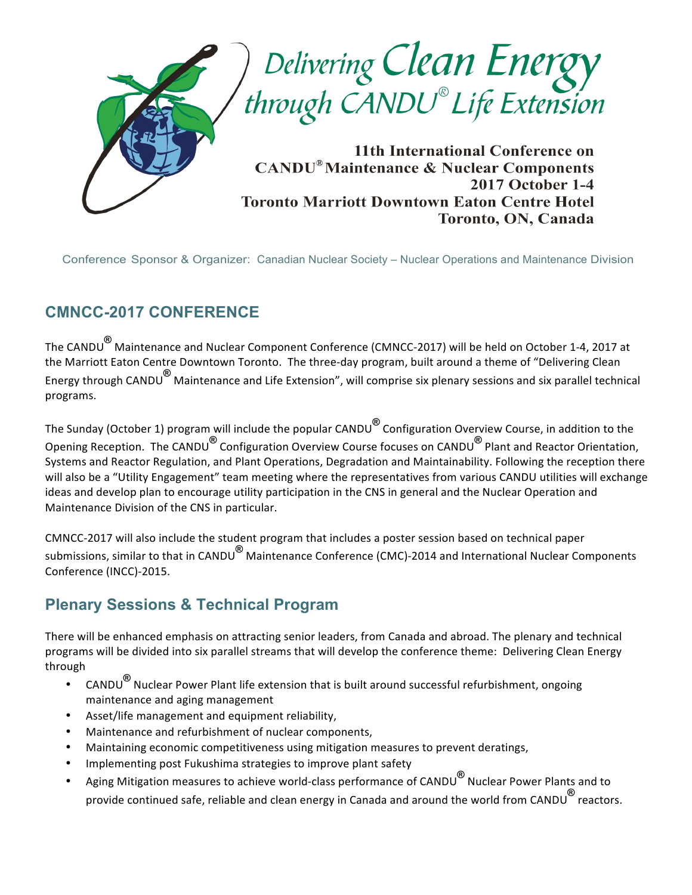# Delivering Clean Energy through CANDU® Life Extension

**11th International Conference on CANDU® Maintenance & Nuclear Components**
**2017 October 1-4**
**Toronto Marriott Downtown Eaton Centre Hotel**
**Toronto, ON, Canada**

Conference Sponsor & Organizer: Canadian Nuclear Society – Nuclear Operations and Maintenance Division

## CMNCC-2017 CONFERENCE

The CANDU® Maintenance and Nuclear Component Conference (CMNCC-2017) will be held on October 1-4, 2017 at the Marriott Eaton Centre Downtown Toronto. The three-day program, built around a theme of "Delivering Clean Energy through CANDU® Maintenance and Life Extension", will comprise six plenary sessions and six parallel technical programs.

The Sunday (October 1) program will include the popular CANDU® Configuration Overview Course, in addition to the Opening Reception. The CANDU® Configuration Overview Course focuses on CANDU® Plant and Reactor Orientation, Systems and Reactor Regulation, and Plant Operations, Degradation and Maintainability. Following the reception there will also be a "Utility Engagement" team meeting where the representatives from various CANDU utilities will exchange ideas and develop plan to encourage utility participation in the CNS in general and the Nuclear Operation and Maintenance Division of the CNS in particular.

CMNCC-2017 will also include the student program that includes a poster session based on technical paper submissions, similar to that in CANDU® Maintenance Conference (CMC)-2014 and International Nuclear Components Conference (INCC)-2015.

## Plenary Sessions & Technical Program

There will be enhanced emphasis on attracting senior leaders, from Canada and abroad. The plenary and technical programs will be divided into six parallel streams that will develop the conference theme: Delivering Clean Energy through

- CANDU® Nuclear Power Plant life extension that is built around successful refurbishment, ongoing maintenance and aging management
- Asset/life management and equipment reliability,
- Maintenance and refurbishment of nuclear components,
- Maintaining economic competitiveness using mitigation measures to prevent deratings,
- Implementing post Fukushima strategies to improve plant safety
- Aging Mitigation measures to achieve world-class performance of CANDU® Nuclear Power Plants and to provide continued safe, reliable and clean energy in Canada and around the world from CANDU® reactors.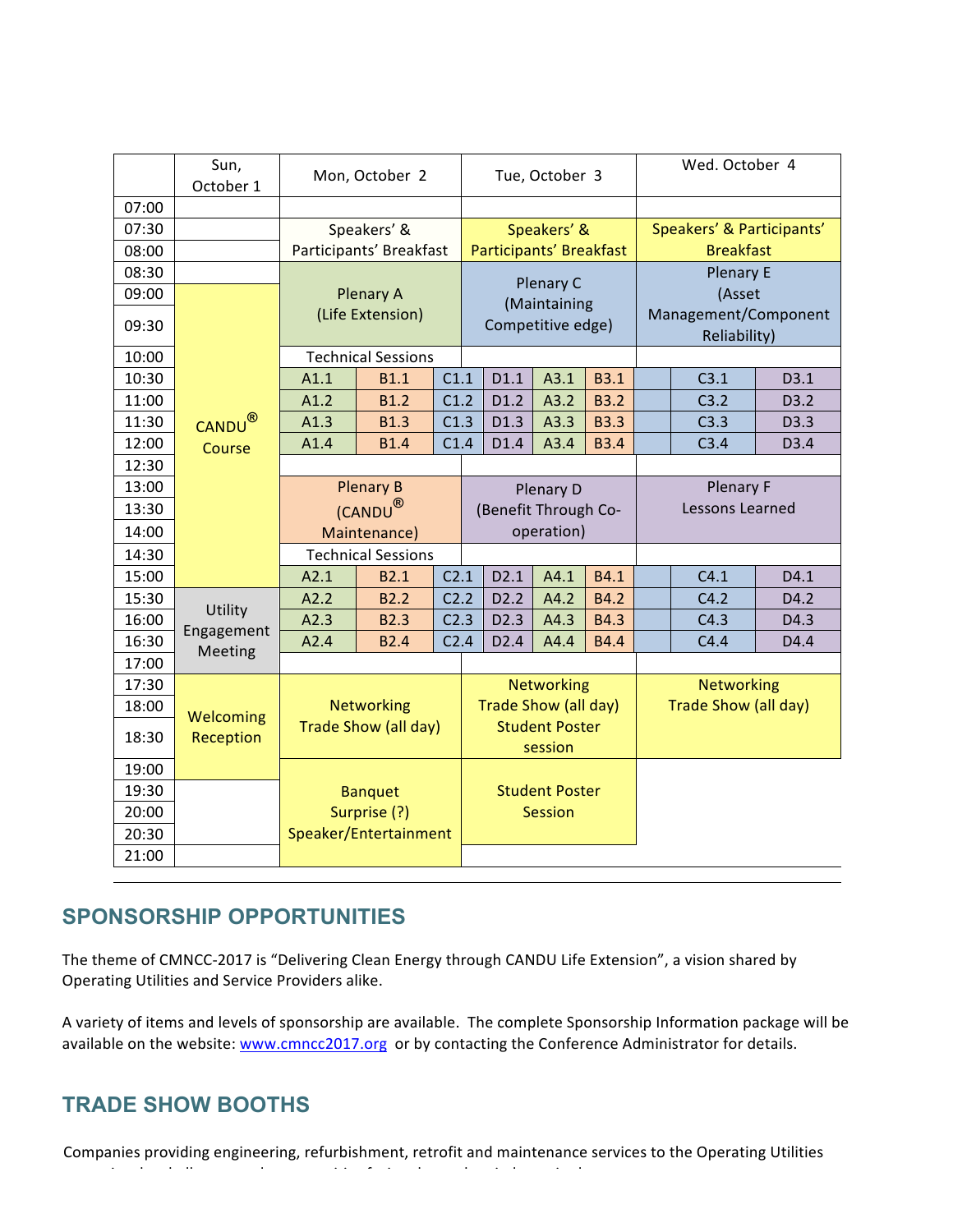| | Sun, October 1 | Mon, October 2 | | Tue, October 3 | | | | Wed. October 4 | | |
|---|---|---|---|---|---|---|---|---|---|---|
| 07:00 | | | | | | | | | | |
| 07:30 | | Speakers' & Participants' Breakfast | | Speakers' & Participants' Breakfast | | | | Speakers' & Participants' Breakfast | | |
| 08:00 | | | | | | | | | | |
| 08:30 | | Plenary A (Life Extension) | | Plenary C (Maintaining Competitive edge) | | | | Plenary E (Asset Management/Component Reliability) | | |
| 09:00 | CANDU® Course | | | | | | | | | |
| 09:30 | | | | | | | | | | |
| 10:00 | | Technical Sessions | | | | | | | | |
| 10:30 | | A1.1 | B1.1 | C1.1 | D1.1 | A3.1 | B3.1 | | C3.1 | D3.1 |
| 11:00 | | A1.2 | B1.2 | C1.2 | D1.2 | A3.2 | B3.2 | | C3.2 | D3.2 |
| 11:30 | | A1.3 | B1.3 | C1.3 | D1.3 | A3.3 | B3.3 | | C3.3 | D3.3 |
| 12:00 | | A1.4 | B1.4 | C1.4 | D1.4 | A3.4 | B3.4 | | C3.4 | D3.4 |
| 12:30 | | | | | | | | | | |
| 13:00 | | Plenary B (CANDU® Maintenance) | | Plenary D (Benefit Through Co-operation) | | | | Plenary F Lessons Learned | | |
| 13:30 | | | | | | | | | | |
| 14:00 | | | | | | | | | | |
| 14:30 | | Technical Sessions | | | | | | | | |
| 15:00 | | A2.1 | B2.1 | C2.1 | D2.1 | A4.1 | B4.1 | | C4.1 | D4.1 |
| 15:30 | Utility Engagement Meeting | A2.2 | B2.2 | C2.2 | D2.2 | A4.2 | B4.2 | | C4.2 | D4.2 |
| 16:00 | | A2.3 | B2.3 | C2.3 | D2.3 | A4.3 | B4.3 | | C4.3 | D4.3 |
| 16:30 | | A2.4 | B2.4 | C2.4 | D2.4 | A4.4 | B4.4 | | C4.4 | D4.4 |
| 17:00 | | | | | | | | | | |
| 17:30 | Welcoming Reception | Networking Trade Show (all day) | | Networking Trade Show (all day) Student Poster session | | | | Networking Trade Show (all day) | | |
| 18:00 | | | | | | | | | | |
| 18:30 | | | | | | | | | | |
| 19:00 | | Banquet Surprise (?) Speaker/Entertainment | | Student Poster Session | | | | | | |
| 19:30 | | | | | | | | | | |
| 20:00 | | | | | | | | | | |
| 20:30 | | | | | | | | | | |
| 21:00 | | | | | | | | | | |

## SPONSORSHIP OPPORTUNITIES

The theme of CMNCC-2017 is "Delivering Clean Energy through CANDU Life Extension", a vision shared by Operating Utilities and Service Providers alike.

A variety of items and levels of sponsorship are available. The complete Sponsorship Information package will be available on the website: www.cmncc2017.org or by contacting the Conference Administrator for details.

## TRADE SHOW BOOTHS

Companies providing engineering, refurbishment, retrofit and maintenance services to the Operating Utilities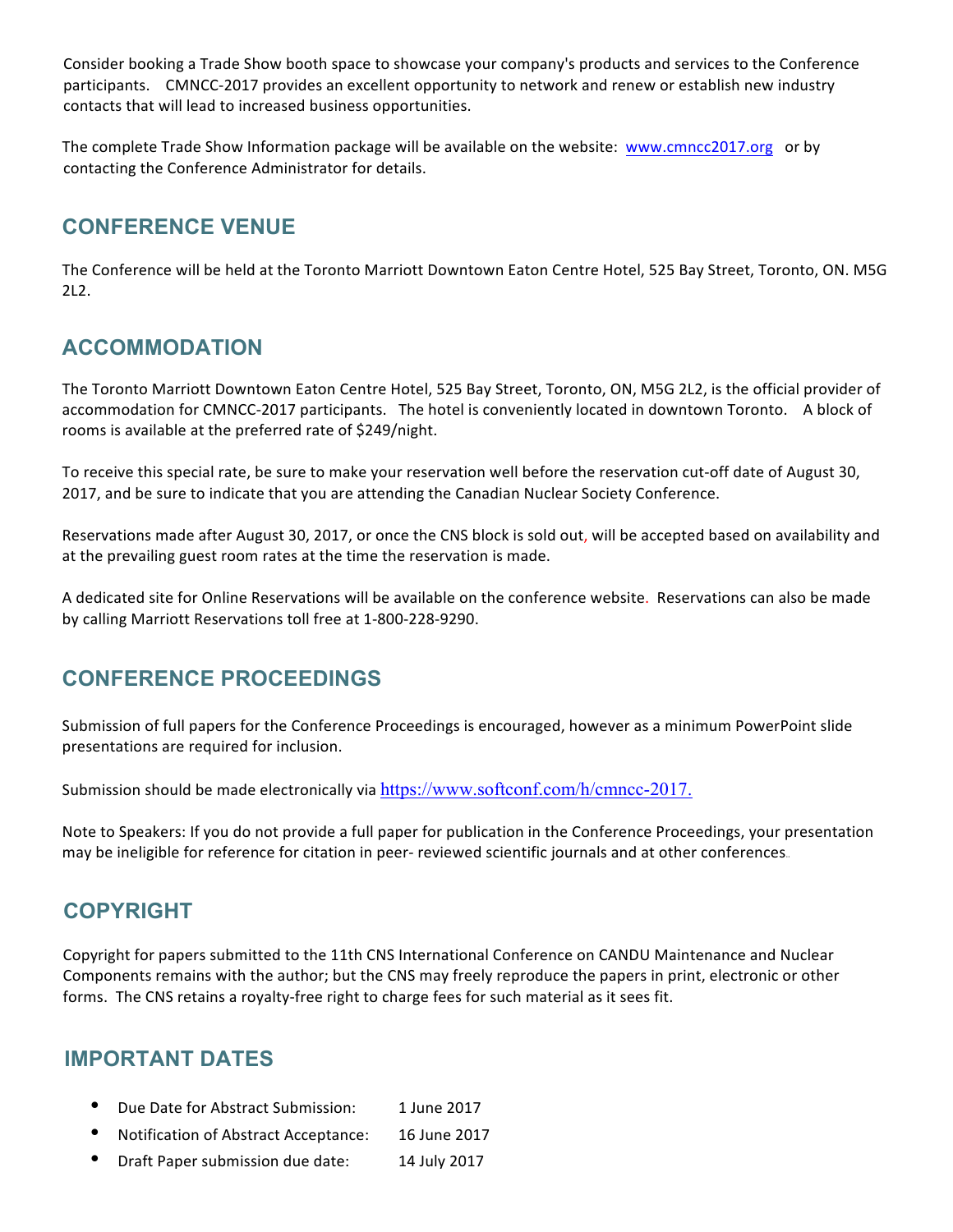Consider booking a Trade Show booth space to showcase your company's products and services to the Conference participants. CMNCC-2017 provides an excellent opportunity to network and renew or establish new industry contacts that will lead to increased business opportunities.

The complete Trade Show Information package will be available on the website: www.cmncc2017.org or by contacting the Conference Administrator for details.

## CONFERENCE VENUE

The Conference will be held at the Toronto Marriott Downtown Eaton Centre Hotel, 525 Bay Street, Toronto, ON. M5G 2L2.

## ACCOMMODATION

The Toronto Marriott Downtown Eaton Centre Hotel, 525 Bay Street, Toronto, ON, M5G 2L2, is the official provider of accommodation for CMNCC-2017 participants. The hotel is conveniently located in downtown Toronto. A block of rooms is available at the preferred rate of $249/night.

To receive this special rate, be sure to make your reservation well before the reservation cut-off date of August 30, 2017, and be sure to indicate that you are attending the Canadian Nuclear Society Conference.

Reservations made after August 30, 2017, or once the CNS block is sold out, will be accepted based on availability and at the prevailing guest room rates at the time the reservation is made.

A dedicated site for Online Reservations will be available on the conference website. Reservations can also be made by calling Marriott Reservations toll free at 1-800-228-9290.

## CONFERENCE PROCEEDINGS

Submission of full papers for the Conference Proceedings is encouraged, however as a minimum PowerPoint slide presentations are required for inclusion.

Submission should be made electronically via https://www.softconf.com/h/cmncc-2017.

Note to Speakers: If you do not provide a full paper for publication in the Conference Proceedings, your presentation may be ineligible for reference for citation in peer- reviewed scientific journals and at other conferences.

## COPYRIGHT

Copyright for papers submitted to the 11th CNS International Conference on CANDU Maintenance and Nuclear Components remains with the author; but the CNS may freely reproduce the papers in print, electronic or other forms. The CNS retains a royalty-free right to charge fees for such material as it sees fit.

## IMPORTANT DATES

- Due Date for Abstract Submission: 1 June 2017
- Notification of Abstract Acceptance: 16 June 2017
- Draft Paper submission due date: 14 July 2017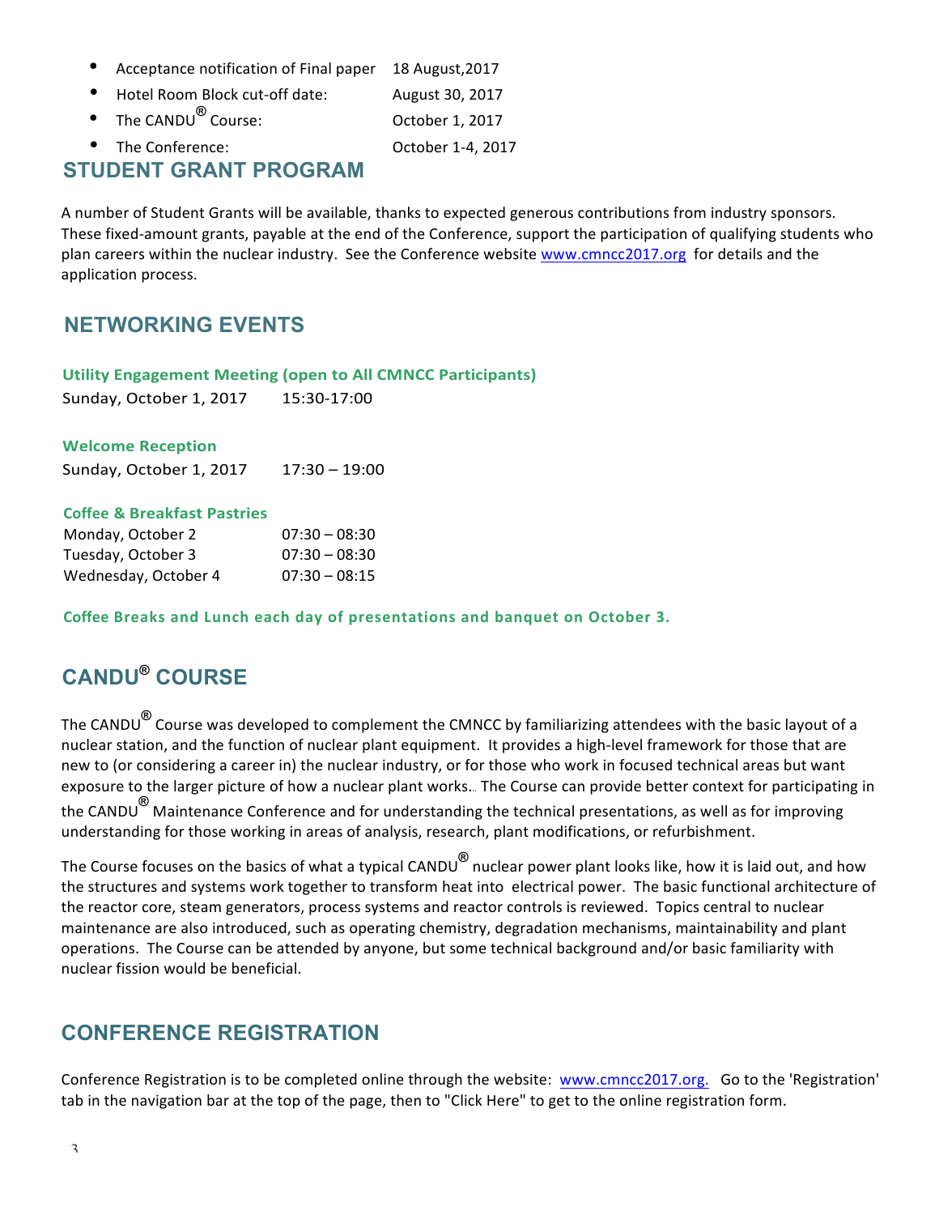- Acceptance notification of Final paper 18 August,2017
- Hotel Room Block cut-off date: August 30, 2017
- The CANDU® Course: October 1, 2017
- The Conference: October 1-4, 2017

## STUDENT GRANT PROGRAM

A number of Student Grants will be available, thanks to expected generous contributions from industry sponsors. These fixed-amount grants, payable at the end of the Conference, support the participation of qualifying students who plan careers within the nuclear industry. See the Conference website www.cmncc2017.org for details and the application process.

## NETWORKING EVENTS

**Utility Engagement Meeting (open to All CMNCC Participants)**

Sunday, October 1, 2017 15:30-17:00

**Welcome Reception**

Sunday, October 1, 2017 17:30 – 19:00

**Coffee & Breakfast Pastries**

| | |
|---|---|
| Monday, October 2 | 07:30 – 08:30 |
| Tuesday, October 3 | 07:30 – 08:30 |
| Wednesday, October 4 | 07:30 – 08:15 |

**Coffee Breaks and Lunch each day of presentations and banquet on October 3.**

## CANDU® COURSE

The CANDU® Course was developed to complement the CMNCC by familiarizing attendees with the basic layout of a nuclear station, and the function of nuclear plant equipment. It provides a high-level framework for those that are new to (or considering a career in) the nuclear industry, or for those who work in focused technical areas but want exposure to the larger picture of how a nuclear plant works.. The Course can provide better context for participating in the CANDU® Maintenance Conference and for understanding the technical presentations, as well as for improving understanding for those working in areas of analysis, research, plant modifications, or refurbishment.

The Course focuses on the basics of what a typical CANDU® nuclear power plant looks like, how it is laid out, and how the structures and systems work together to transform heat into electrical power. The basic functional architecture of the reactor core, steam generators, process systems and reactor controls is reviewed. Topics central to nuclear maintenance are also introduced, such as operating chemistry, degradation mechanisms, maintainability and plant operations. The Course can be attended by anyone, but some technical background and/or basic familiarity with nuclear fission would be beneficial.

## CONFERENCE REGISTRATION

Conference Registration is to be completed online through the website: www.cmncc2017.org. Go to the 'Registration' tab in the navigation bar at the top of the page, then to "Click Here" to get to the online registration form.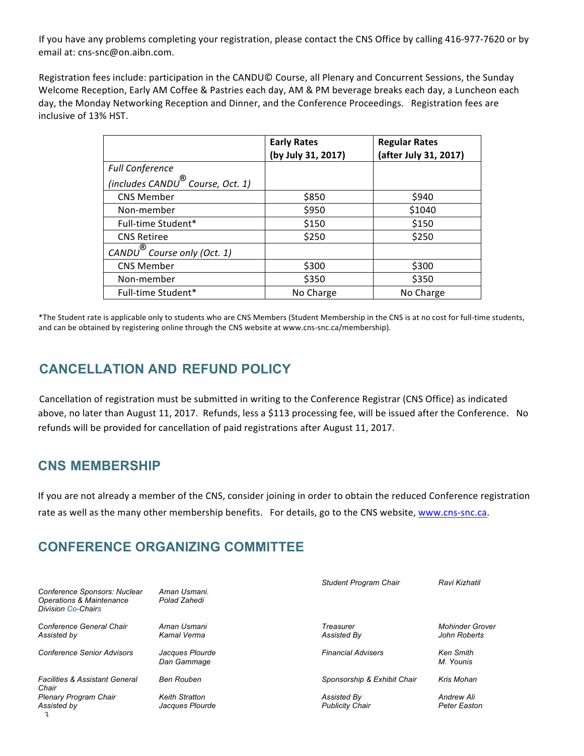If you have any problems completing your registration, please contact the CNS Office by calling 416-977-7620 or by email at: cns-snc@on.aibn.com.

Registration fees include: participation in the CANDU© Course, all Plenary and Concurrent Sessions, the Sunday Welcome Reception, Early AM Coffee & Pastries each day, AM & PM beverage breaks each day, a Luncheon each day, the Monday Networking Reception and Dinner, and the Conference Proceedings. Registration fees are inclusive of 13% HST.

| | **Early Rates (by July 31, 2017)** | **Regular Rates (after July 31, 2017)** |
|---|---|---|
| *Full Conference (includes CANDU® Course, Oct. 1)* | | |
| CNS Member | $850 | $940 |
| Non-member | $950 | $1040 |
| Full-time Student* | $150 | $150 |
| CNS Retiree | $250 | $250 |
| *CANDU® Course only (Oct. 1)* | | |
| CNS Member | $300 | $300 |
| Non-member | $350 | $350 |
| Full-time Student* | No Charge | No Charge |

*The Student rate is applicable only to students who are CNS Members (Student Membership in the CNS is at no cost for full-time students, and can be obtained by registering online through the CNS website at www.cns-snc.ca/membership).

## CANCELLATION AND REFUND POLICY

Cancellation of registration must be submitted in writing to the Conference Registrar (CNS Office) as indicated above, no later than August 11, 2017. Refunds, less a $113 processing fee, will be issued after the Conference. No refunds will be provided for cancellation of paid registrations after August 11, 2017.

## CNS MEMBERSHIP

If you are not already a member of the CNS, consider joining in order to obtain the reduced Conference registration rate as well as the many other membership benefits. For details, go to the CNS website, www.cns-snc.ca.

## CONFERENCE ORGANIZING COMMITTEE

| | |
|---|---|
| *Conference Sponsors: Nuclear Operations & Maintenance Division Co-Chairs* | *Aman Usmani.*<br>*Polad Zahedi* |
| *Conference General Chair*<br>*Assisted by* | *Aman Usmani*<br>*Kamal Verma* |
| *Conference Senior Advisors* | *Jacques Plourde*<br>*Dan Gammage* |
| *Facilities & Assistant General Chair* | *Ben Rouben* |
| *Plenary Program Chair*<br>*Assisted by* | *Keith Stratton*<br>*Jacques Plourde* |
| *Student Program Chair* | *Ravi Kizhatil* |
| *Treasurer*<br>*Assisted By* | *Mohinder Grover*<br>*John Roberts* |
| *Financial Advisers* | *Ken Smith*<br>*M. Younis* |
| *Sponsorship & Exhibit Chair* | *Kris Mohan* |
| *Assisted By*<br>*Publicity Chair* | *Andrew Ali*<br>*Peter Easton* |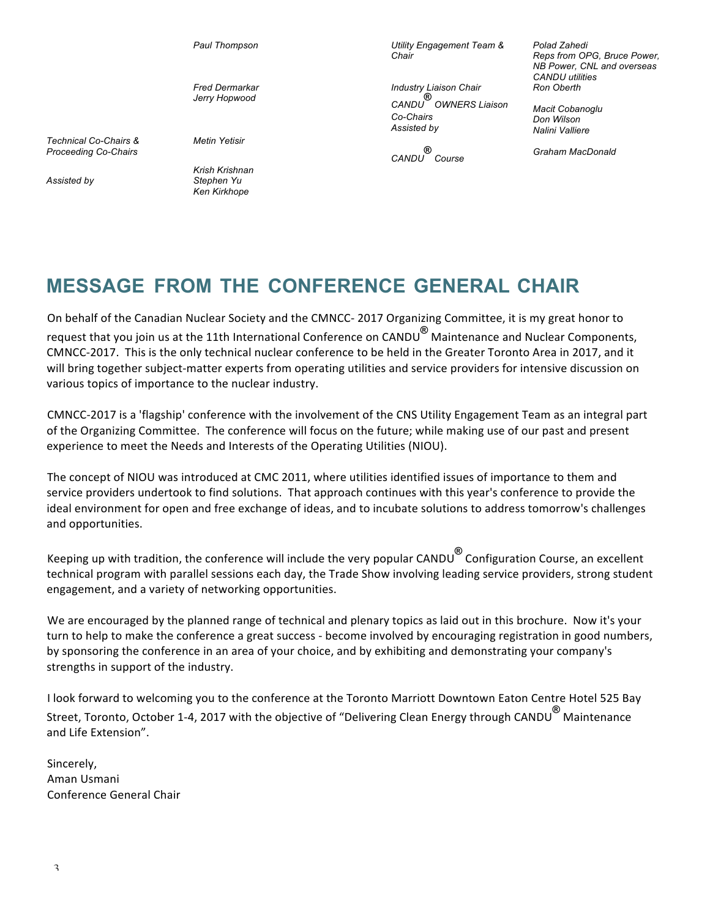| | | | |
|---|---|---|---|
| | *Paul Thompson* | *Utility Engagement Team & Chair* | *Polad Zahedi*<br>*Reps from OPG, Bruce Power, NB Power, CNL and overseas CANDU utilities* |
| | *Fred Dermarkar*<br>*Jerry Hopwood* | *Industry Liaison Chair*<br>*CANDU® OWNERS Liaison Co-Chairs*<br>*Assisted by* | *Ron Oberth*<br>*Macit Cobanoglu*<br>*Don Wilson*<br>*Nalini Valliere* |
| *Technical Co-Chairs & Proceeding Co-Chairs* | *Metin Yetisir* | *CANDU® Course* | *Graham MacDonald* |
| *Assisted by* | *Krish Krishnan*<br>*Stephen Yu*<br>*Ken Kirkhope* | | |

# MESSAGE FROM THE CONFERENCE GENERAL CHAIR

On behalf of the Canadian Nuclear Society and the CMNCC- 2017 Organizing Committee, it is my great honor to request that you join us at the 11th International Conference on CANDU® Maintenance and Nuclear Components, CMNCC-2017. This is the only technical nuclear conference to be held in the Greater Toronto Area in 2017, and it will bring together subject-matter experts from operating utilities and service providers for intensive discussion on various topics of importance to the nuclear industry.

CMNCC-2017 is a 'flagship' conference with the involvement of the CNS Utility Engagement Team as an integral part of the Organizing Committee. The conference will focus on the future; while making use of our past and present experience to meet the Needs and Interests of the Operating Utilities (NIOU).

The concept of NIOU was introduced at CMC 2011, where utilities identified issues of importance to them and service providers undertook to find solutions. That approach continues with this year's conference to provide the ideal environment for open and free exchange of ideas, and to incubate solutions to address tomorrow's challenges and opportunities.

Keeping up with tradition, the conference will include the very popular CANDU® Configuration Course, an excellent technical program with parallel sessions each day, the Trade Show involving leading service providers, strong student engagement, and a variety of networking opportunities.

We are encouraged by the planned range of technical and plenary topics as laid out in this brochure. Now it's your turn to help to make the conference a great success - become involved by encouraging registration in good numbers, by sponsoring the conference in an area of your choice, and by exhibiting and demonstrating your company's strengths in support of the industry.

I look forward to welcoming you to the conference at the Toronto Marriott Downtown Eaton Centre Hotel 525 Bay Street, Toronto, October 1-4, 2017 with the objective of "Delivering Clean Energy through CANDU® Maintenance and Life Extension".

Sincerely,
Aman Usmani
Conference General Chair